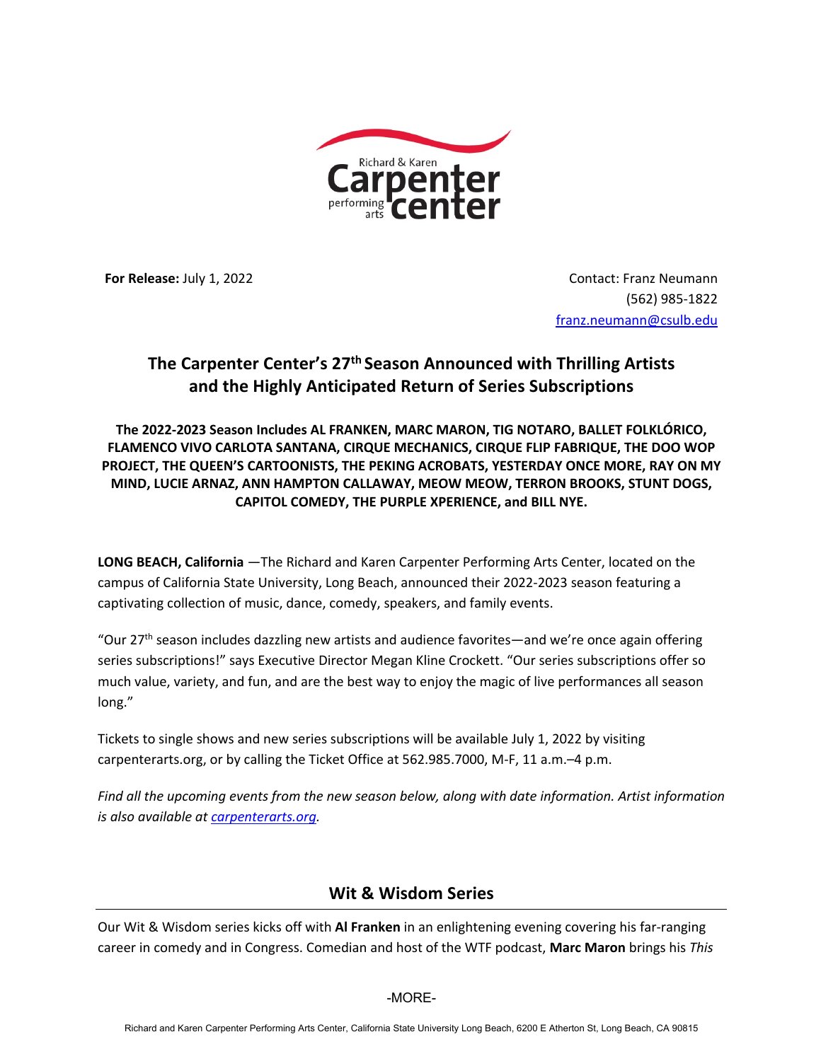Richard & Karen Carpenter performing arts center

**For Release:** July 1, 2022

Contact: Franz Neumann
(562) 985-1822
franz.neumann@csulb.edu

# The Carpenter Center's 27th Season Announced with Thrilling Artists and the Highly Anticipated Return of Series Subscriptions

**The 2022-2023 Season Includes AL FRANKEN, MARC MARON, TIG NOTARO, BALLET FOLKLÓRICO, FLAMENCO VIVO CARLOTA SANTANA, CIRQUE MECHANICS, CIRQUE FLIP FABRIQUE, THE DOO WOP PROJECT, THE QUEEN'S CARTOONISTS, THE PEKING ACROBATS, YESTERDAY ONCE MORE, RAY ON MY MIND, LUCIE ARNAZ, ANN HAMPTON CALLAWAY, MEOW MEOW, TERRON BROOKS, STUNT DOGS, CAPITOL COMEDY, THE PURPLE XPERIENCE, and BILL NYE.**

**LONG BEACH, California** —The Richard and Karen Carpenter Performing Arts Center, located on the campus of California State University, Long Beach, announced their 2022-2023 season featuring a captivating collection of music, dance, comedy, speakers, and family events.

"Our 27th season includes dazzling new artists and audience favorites—and we're once again offering series subscriptions!" says Executive Director Megan Kline Crockett. "Our series subscriptions offer so much value, variety, and fun, and are the best way to enjoy the magic of live performances all season long."

Tickets to single shows and new series subscriptions will be available July 1, 2022 by visiting carpenterarts.org, or by calling the Ticket Office at 562.985.7000, M-F, 11 a.m.–4 p.m.

*Find all the upcoming events from the new season below, along with date information. Artist information is also available at carpenterarts.org.*

## Wit & Wisdom Series

Our Wit & Wisdom series kicks off with **Al Franken** in an enlightening evening covering his far-ranging career in comedy and in Congress. Comedian and host of the WTF podcast, **Marc Maron** brings his *This*

-MORE-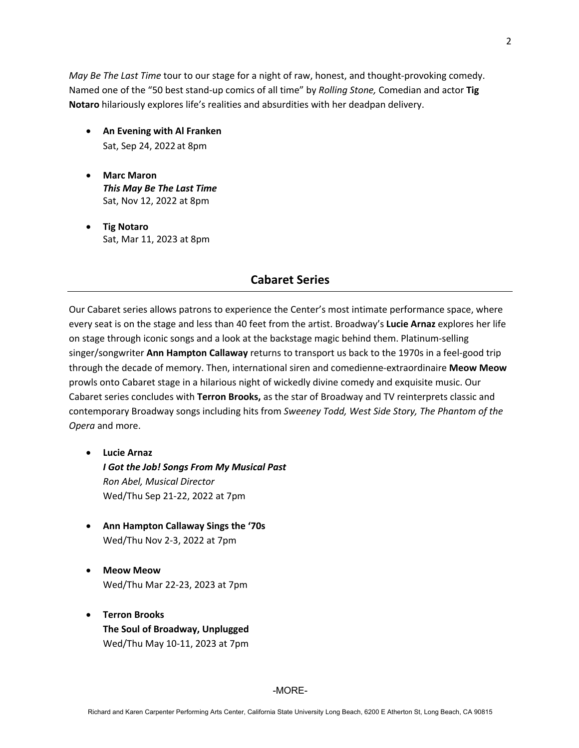*May Be The Last Time* tour to our stage for a night of raw, honest, and thought-provoking comedy. Named one of the "50 best stand-up comics of all time" by *Rolling Stone,* Comedian and actor **Tig Notaro** hilariously explores life's realities and absurdities with her deadpan delivery.

- **An Evening with Al Franken**
  Sat, Sep 24, 2022 at 8pm

- **Marc Maron**
  ***This May Be The Last Time***
  Sat, Nov 12, 2022 at 8pm

- **Tig Notaro**
  Sat, Mar 11, 2023 at 8pm

## Cabaret Series

Our Cabaret series allows patrons to experience the Center's most intimate performance space, where every seat is on the stage and less than 40 feet from the artist. Broadway's **Lucie Arnaz** explores her life on stage through iconic songs and a look at the backstage magic behind them. Platinum-selling singer/songwriter **Ann Hampton Callaway** returns to transport us back to the 1970s in a feel-good trip through the decade of memory. Then, international siren and comedienne-extraordinaire **Meow Meow** prowls onto Cabaret stage in a hilarious night of wickedly divine comedy and exquisite music. Our Cabaret series concludes with **Terron Brooks,** as the star of Broadway and TV reinterprets classic and contemporary Broadway songs including hits from *Sweeney Todd, West Side Story, The Phantom of the Opera* and more.

- **Lucie Arnaz**
  ***I Got the Job! Songs From My Musical Past***
  *Ron Abel, Musical Director*
  Wed/Thu Sep 21-22, 2022 at 7pm

- **Ann Hampton Callaway Sings the '70s**
  Wed/Thu Nov 2-3, 2022 at 7pm

- **Meow Meow**
  Wed/Thu Mar 22-23, 2023 at 7pm

- **Terron Brooks**
  **The Soul of Broadway, Unplugged**
  Wed/Thu May 10-11, 2023 at 7pm

-MORE-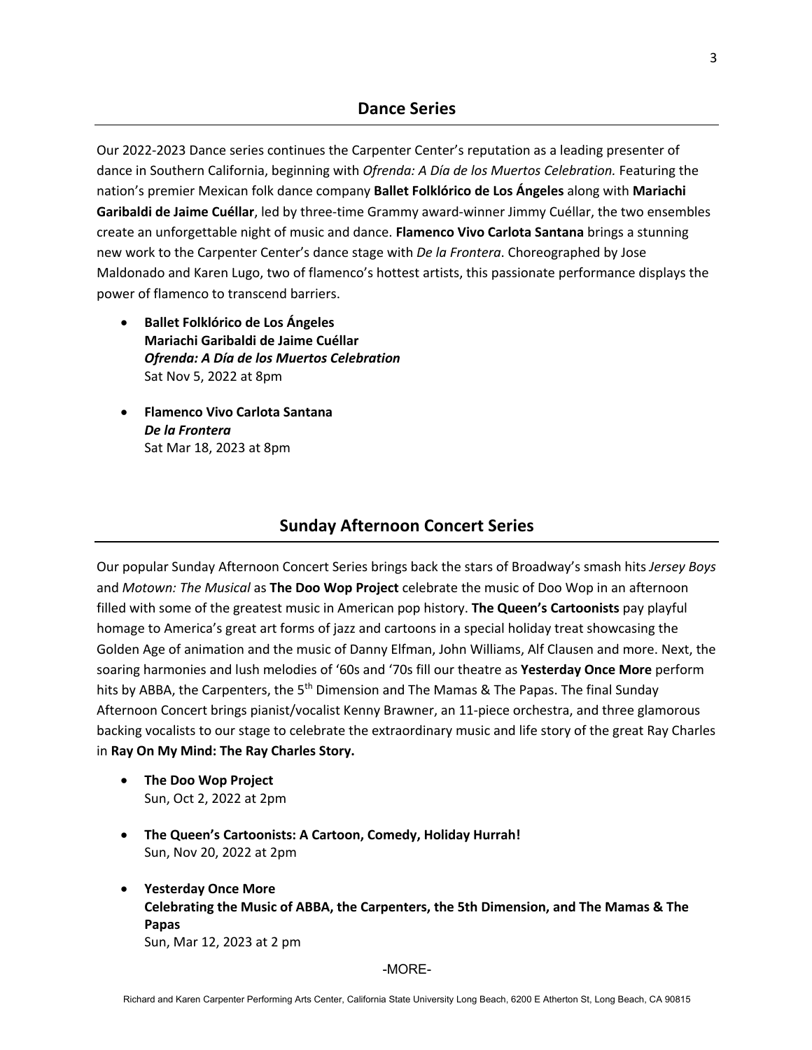## Dance Series

Our 2022-2023 Dance series continues the Carpenter Center's reputation as a leading presenter of dance in Southern California, beginning with *Ofrenda: A Día de los Muertos Celebration.* Featuring the nation's premier Mexican folk dance company **Ballet Folklórico de Los Ángeles** along with **Mariachi Garibaldi de Jaime Cuéllar**, led by three-time Grammy award-winner Jimmy Cuéllar, the two ensembles create an unforgettable night of music and dance. **Flamenco Vivo Carlota Santana** brings a stunning new work to the Carpenter Center's dance stage with *De la Frontera*. Choreographed by Jose Maldonado and Karen Lugo, two of flamenco's hottest artists, this passionate performance displays the power of flamenco to transcend barriers.

- **Ballet Folklórico de Los Ángeles**
  **Mariachi Garibaldi de Jaime Cuéllar**
  ***Ofrenda: A Día de los Muertos Celebration***
  Sat Nov 5, 2022 at 8pm

- **Flamenco Vivo Carlota Santana**
  ***De la Frontera***
  Sat Mar 18, 2023 at 8pm

## Sunday Afternoon Concert Series

Our popular Sunday Afternoon Concert Series brings back the stars of Broadway's smash hits *Jersey Boys* and *Motown: The Musical* as **The Doo Wop Project** celebrate the music of Doo Wop in an afternoon filled with some of the greatest music in American pop history. **The Queen's Cartoonists** pay playful homage to America's great art forms of jazz and cartoons in a special holiday treat showcasing the Golden Age of animation and the music of Danny Elfman, John Williams, Alf Clausen and more. Next, the soaring harmonies and lush melodies of '60s and '70s fill our theatre as **Yesterday Once More** perform hits by ABBA, the Carpenters, the 5th Dimension and The Mamas & The Papas. The final Sunday Afternoon Concert brings pianist/vocalist Kenny Brawner, an 11-piece orchestra, and three glamorous backing vocalists to our stage to celebrate the extraordinary music and life story of the great Ray Charles in **Ray On My Mind: The Ray Charles Story.**

- **The Doo Wop Project**
  Sun, Oct 2, 2022 at 2pm

- **The Queen's Cartoonists: A Cartoon, Comedy, Holiday Hurrah!**
  Sun, Nov 20, 2022 at 2pm

- **Yesterday Once More**
  **Celebrating the Music of ABBA, the Carpenters, the 5th Dimension, and The Mamas & The Papas**
  Sun, Mar 12, 2023 at 2 pm

-MORE-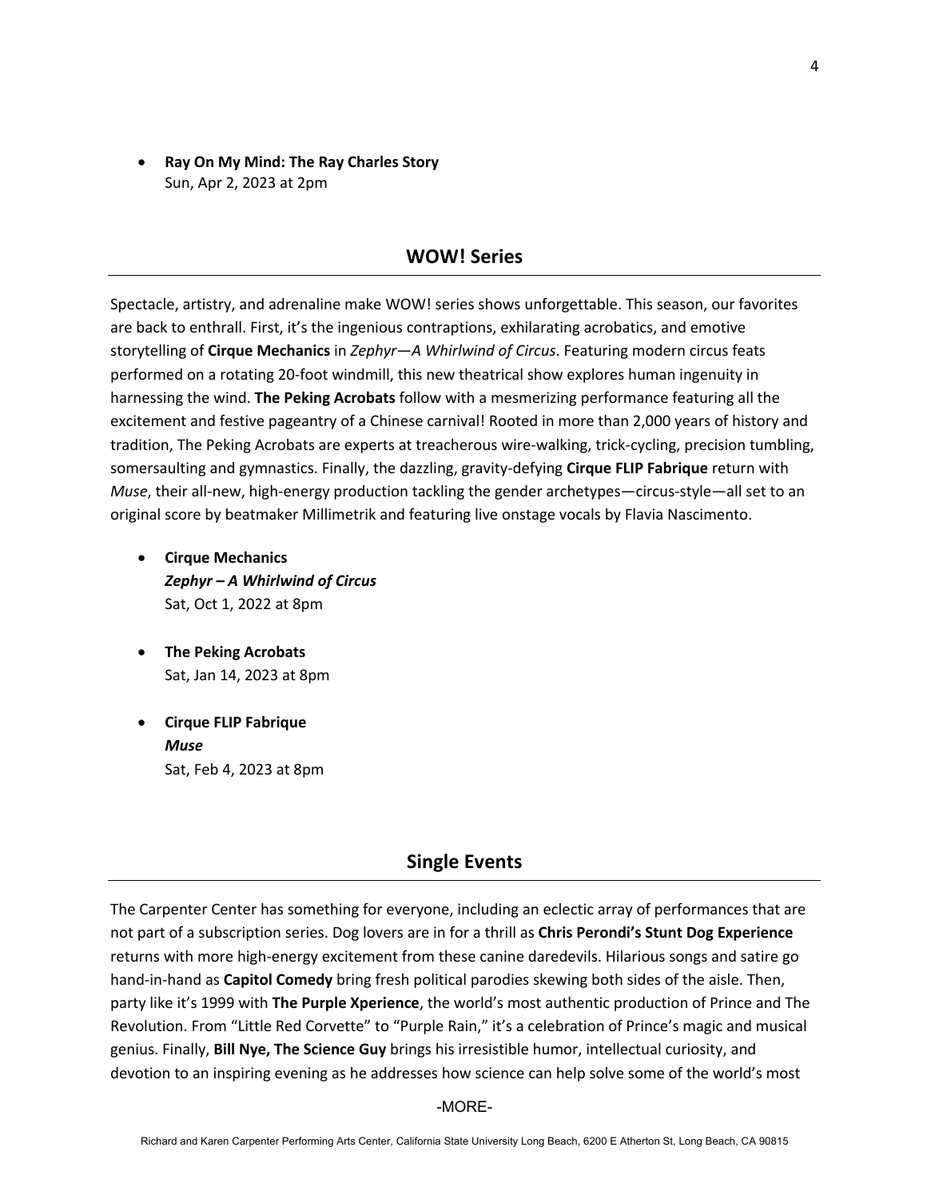- **Ray On My Mind: The Ray Charles Story**
  Sun, Apr 2, 2023 at 2pm

## WOW! Series

Spectacle, artistry, and adrenaline make WOW! series shows unforgettable. This season, our favorites are back to enthrall. First, it's the ingenious contraptions, exhilarating acrobatics, and emotive storytelling of **Cirque Mechanics** in *Zephyr—A Whirlwind of Circus*. Featuring modern circus feats performed on a rotating 20-foot windmill, this new theatrical show explores human ingenuity in harnessing the wind. **The Peking Acrobats** follow with a mesmerizing performance featuring all the excitement and festive pageantry of a Chinese carnival! Rooted in more than 2,000 years of history and tradition, The Peking Acrobats are experts at treacherous wire-walking, trick-cycling, precision tumbling, somersaulting and gymnastics. Finally, the dazzling, gravity-defying **Cirque FLIP Fabrique** return with *Muse*, their all-new, high-energy production tackling the gender archetypes—circus-style—all set to an original score by beatmaker Millimetrik and featuring live onstage vocals by Flavia Nascimento.

- **Cirque Mechanics**
  ***Zephyr – A Whirlwind of Circus***
  Sat, Oct 1, 2022 at 8pm

- **The Peking Acrobats**
  Sat, Jan 14, 2023 at 8pm

- **Cirque FLIP Fabrique**
  ***Muse***
  Sat, Feb 4, 2023 at 8pm

## Single Events

The Carpenter Center has something for everyone, including an eclectic array of performances that are not part of a subscription series. Dog lovers are in for a thrill as **Chris Perondi's Stunt Dog Experience** returns with more high-energy excitement from these canine daredevils. Hilarious songs and satire go hand-in-hand as **Capitol Comedy** bring fresh political parodies skewing both sides of the aisle. Then, party like it's 1999 with **The Purple Xperience**, the world's most authentic production of Prince and The Revolution. From "Little Red Corvette" to "Purple Rain," it's a celebration of Prince's magic and musical genius. Finally, **Bill Nye, The Science Guy** brings his irresistible humor, intellectual curiosity, and devotion to an inspiring evening as he addresses how science can help solve some of the world's most

-MORE-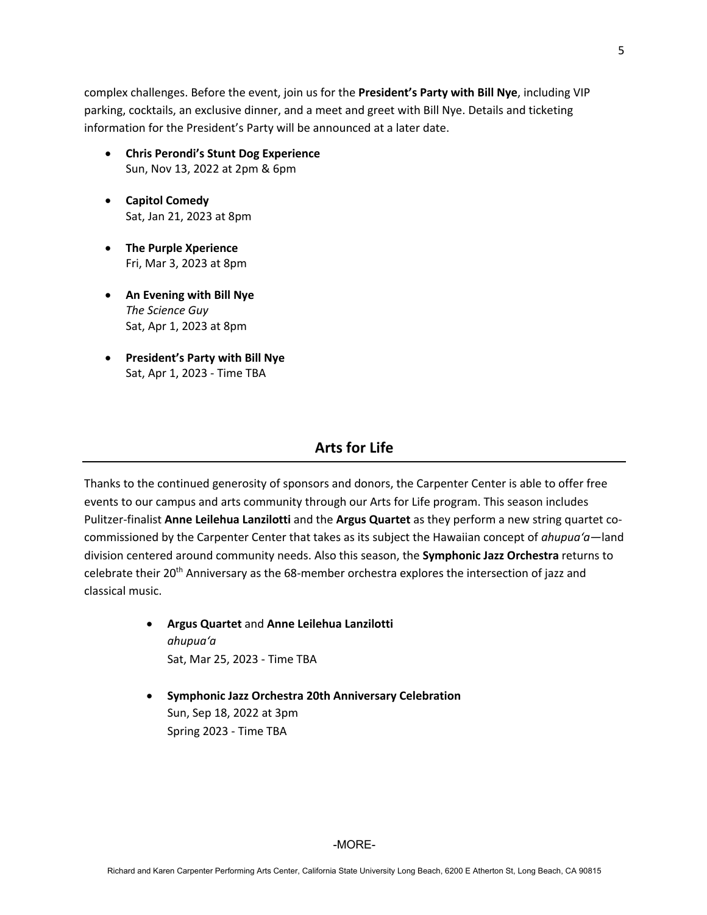complex challenges. Before the event, join us for the **President's Party with Bill Nye**, including VIP parking, cocktails, an exclusive dinner, and a meet and greet with Bill Nye. Details and ticketing information for the President's Party will be announced at a later date.

- **Chris Perondi's Stunt Dog Experience**
  Sun, Nov 13, 2022 at 2pm & 6pm

- **Capitol Comedy**
  Sat, Jan 21, 2023 at 8pm

- **The Purple Xperience**
  Fri, Mar 3, 2023 at 8pm

- **An Evening with Bill Nye**
  *The Science Guy*
  Sat, Apr 1, 2023 at 8pm

- **President's Party with Bill Nye**
  Sat, Apr 1, 2023 - Time TBA

## Arts for Life

Thanks to the continued generosity of sponsors and donors, the Carpenter Center is able to offer free events to our campus and arts community through our Arts for Life program. This season includes Pulitzer-finalist **Anne Leilehua Lanzilotti** and the **Argus Quartet** as they perform a new string quartet co-commissioned by the Carpenter Center that takes as its subject the Hawaiian concept of *ahupuaʻa*—land division centered around community needs. Also this season, the **Symphonic Jazz Orchestra** returns to celebrate their 20th Anniversary as the 68-member orchestra explores the intersection of jazz and classical music.

- **Argus Quartet** and **Anne Leilehua Lanzilotti**
  *ahupuaʻa*
  Sat, Mar 25, 2023 - Time TBA

- **Symphonic Jazz Orchestra 20th Anniversary Celebration**
  Sun, Sep 18, 2022 at 3pm
  Spring 2023 - Time TBA

-MORE-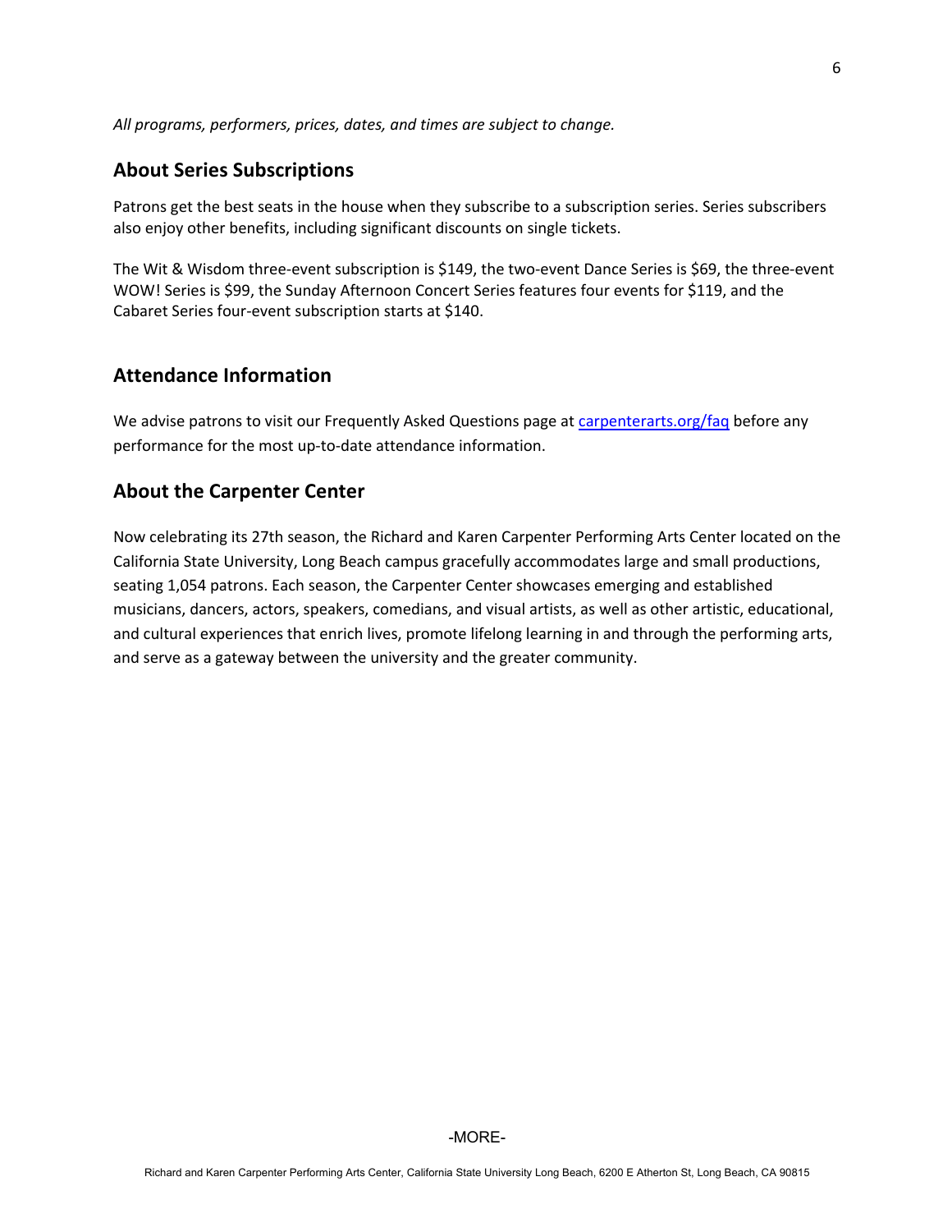*All programs, performers, prices, dates, and times are subject to change.*

## About Series Subscriptions

Patrons get the best seats in the house when they subscribe to a subscription series. Series subscribers also enjoy other benefits, including significant discounts on single tickets.

The Wit & Wisdom three-event subscription is $149, the two-event Dance Series is $69, the three-event WOW! Series is $99, the Sunday Afternoon Concert Series features four events for $119, and the Cabaret Series four-event subscription starts at $140.

## Attendance Information

We advise patrons to visit our Frequently Asked Questions page at [carpenterarts.org/faq](carpenterarts.org/faq) before any performance for the most up-to-date attendance information.

## About the Carpenter Center

Now celebrating its 27th season, the Richard and Karen Carpenter Performing Arts Center located on the California State University, Long Beach campus gracefully accommodates large and small productions, seating 1,054 patrons. Each season, the Carpenter Center showcases emerging and established musicians, dancers, actors, speakers, comedians, and visual artists, as well as other artistic, educational, and cultural experiences that enrich lives, promote lifelong learning in and through the performing arts, and serve as a gateway between the university and the greater community.

-MORE-